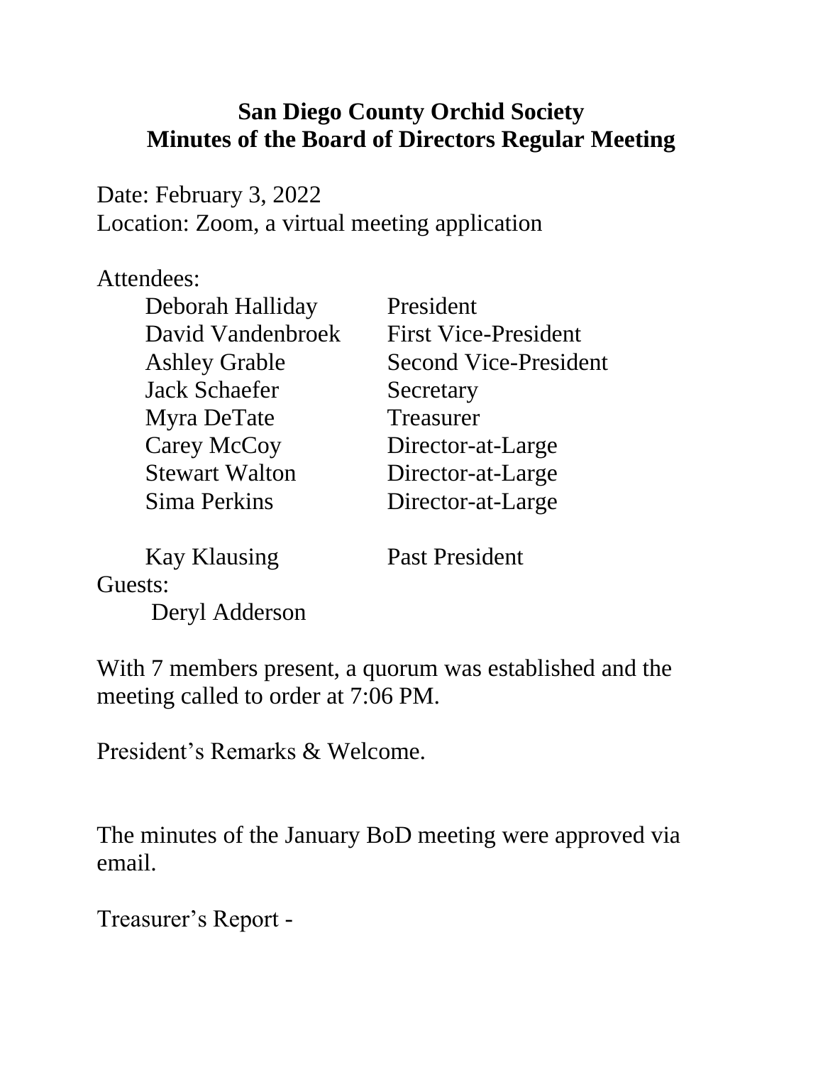# San Diego County Orchid Society
## Minutes of the Board of Directors Regular Meeting

Date: February 3, 2022
Location: Zoom, a virtual meeting application

Attendees:

| | |
|---|---|
| Deborah Halliday | President |
| David Vandenbroek | First Vice-President |
| Ashley Grable | Second Vice-President |
| Jack Schaefer | Secretary |
| Myra DeTate | Treasurer |
| Carey McCoy | Director-at-Large |
| Stewart Walton | Director-at-Large |
| Sima Perkins | Director-at-Large |
| | |
| Kay Klausing | Past President |

Guests:

Deryl Adderson

With 7 members present, a quorum was established and the meeting called to order at 7:06 PM.

President's Remarks & Welcome.

The minutes of the January BoD meeting were approved via email.

Treasurer's Report -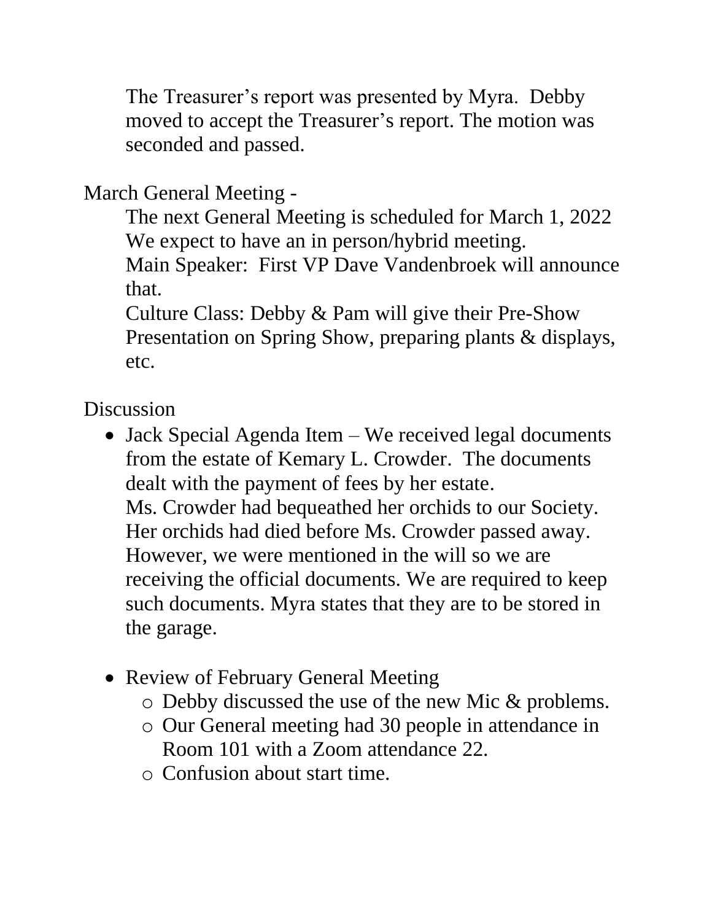The Treasurer's report was presented by Myra. Debby moved to accept the Treasurer's report. The motion was seconded and passed.

March General Meeting -

The next General Meeting is scheduled for March 1, 2022
We expect to have an in person/hybrid meeting.
Main Speaker: First VP Dave Vandenbroek will announce that.
Culture Class: Debby & Pam will give their Pre-Show Presentation on Spring Show, preparing plants & displays, etc.

Discussion

- Jack Special Agenda Item – We received legal documents from the estate of Kemary L. Crowder. The documents dealt with the payment of fees by her estate.
  Ms. Crowder had bequeathed her orchids to our Society. Her orchids had died before Ms. Crowder passed away. However, we were mentioned in the will so we are receiving the official documents. We are required to keep such documents. Myra states that they are to be stored in the garage.

- Review of February General Meeting
  - Debby discussed the use of the new Mic & problems.
  - Our General meeting had 30 people in attendance in Room 101 with a Zoom attendance 22.
  - Confusion about start time.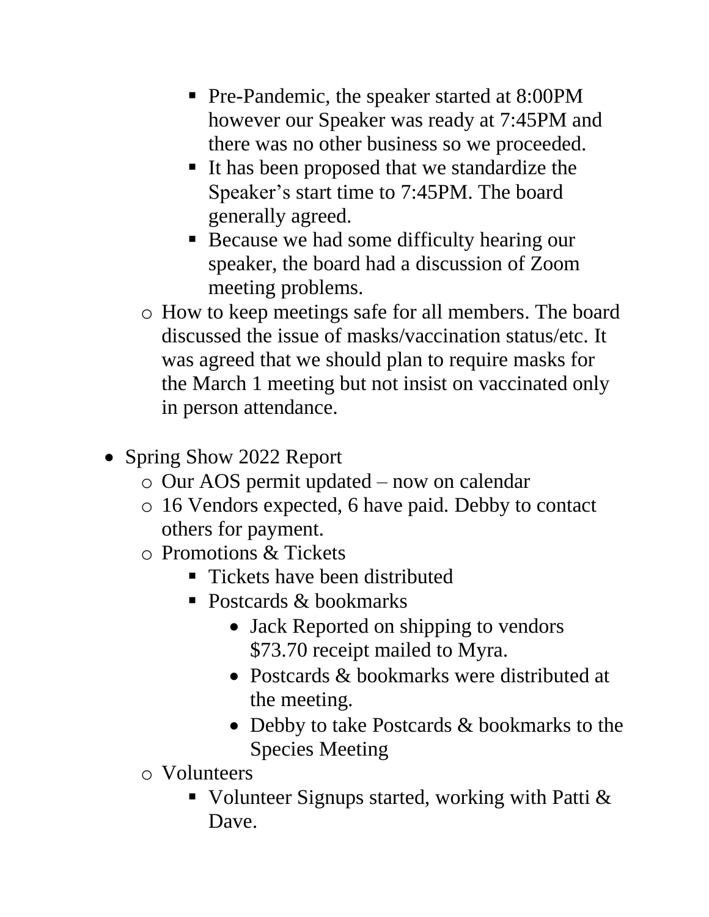- Pre-Pandemic, the speaker started at 8:00PM however our Speaker was ready at 7:45PM and there was no other business so we proceeded.
    - It has been proposed that we standardize the Speaker's start time to 7:45PM. The board generally agreed.
    - Because we had some difficulty hearing our speaker, the board had a discussion of Zoom meeting problems.
  - How to keep meetings safe for all members. The board discussed the issue of masks/vaccination status/etc. It was agreed that we should plan to require masks for the March 1 meeting but not insist on vaccinated only in person attendance.

- Spring Show 2022 Report
  - Our AOS permit updated – now on calendar
  - 16 Vendors expected, 6 have paid. Debby to contact others for payment.
  - Promotions & Tickets
    - Tickets have been distributed
    - Postcards & bookmarks
      - Jack Reported on shipping to vendors $73.70 receipt mailed to Myra.
      - Postcards & bookmarks were distributed at the meeting.
      - Debby to take Postcards & bookmarks to the Species Meeting
  - Volunteers
    - Volunteer Signups started, working with Patti & Dave.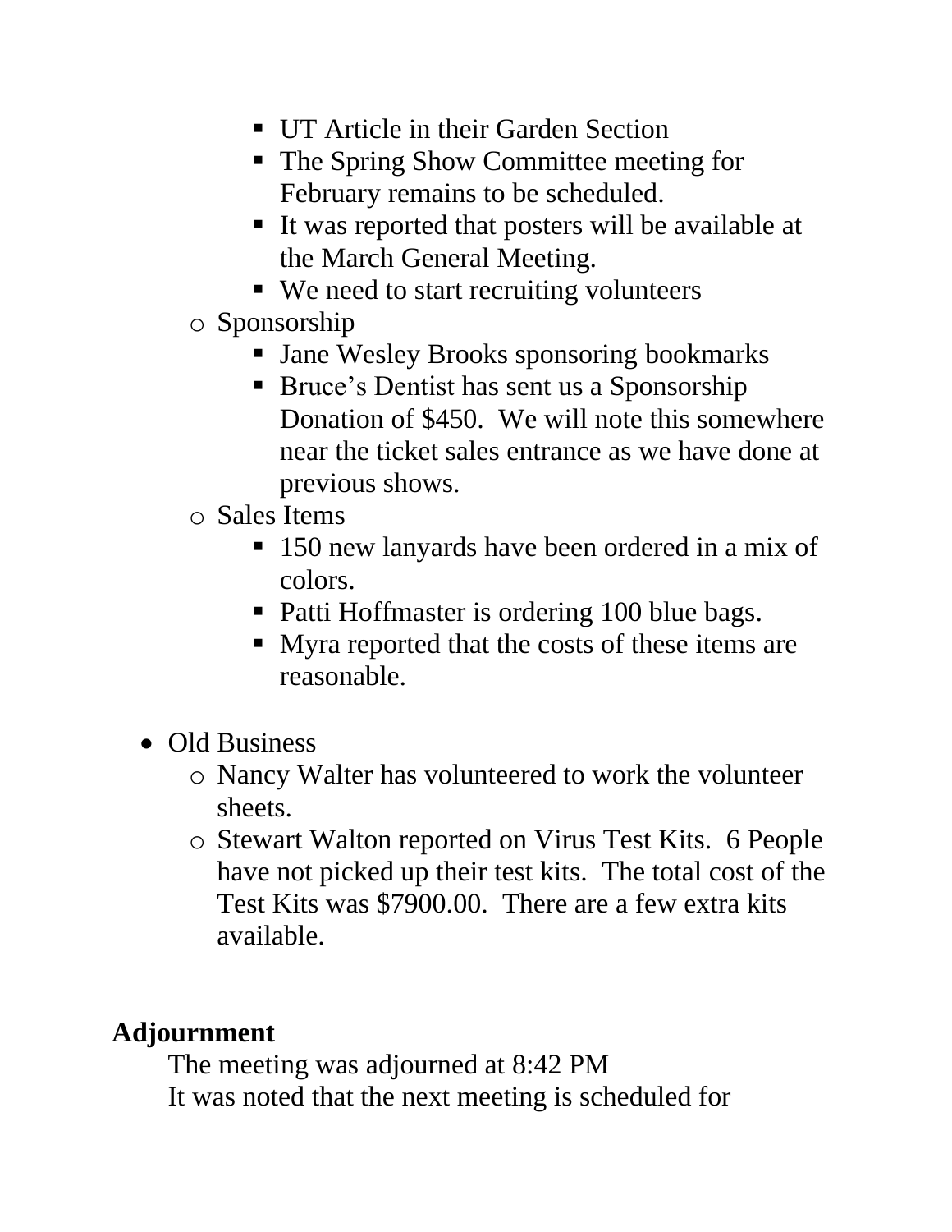- UT Article in their Garden Section
    - The Spring Show Committee meeting for February remains to be scheduled.
    - It was reported that posters will be available at the March General Meeting.
    - We need to start recruiting volunteers
  - Sponsorship
    - Jane Wesley Brooks sponsoring bookmarks
    - Bruce's Dentist has sent us a Sponsorship Donation of $450. We will note this somewhere near the ticket sales entrance as we have done at previous shows.
  - Sales Items
    - 150 new lanyards have been ordered in a mix of colors.
    - Patti Hoffmaster is ordering 100 blue bags.
    - Myra reported that the costs of these items are reasonable.

- Old Business
  - Nancy Walter has volunteered to work the volunteer sheets.
  - Stewart Walton reported on Virus Test Kits. 6 People have not picked up their test kits. The total cost of the Test Kits was $7900.00. There are a few extra kits available.

## Adjournment

The meeting was adjourned at 8:42 PM

It was noted that the next meeting is scheduled for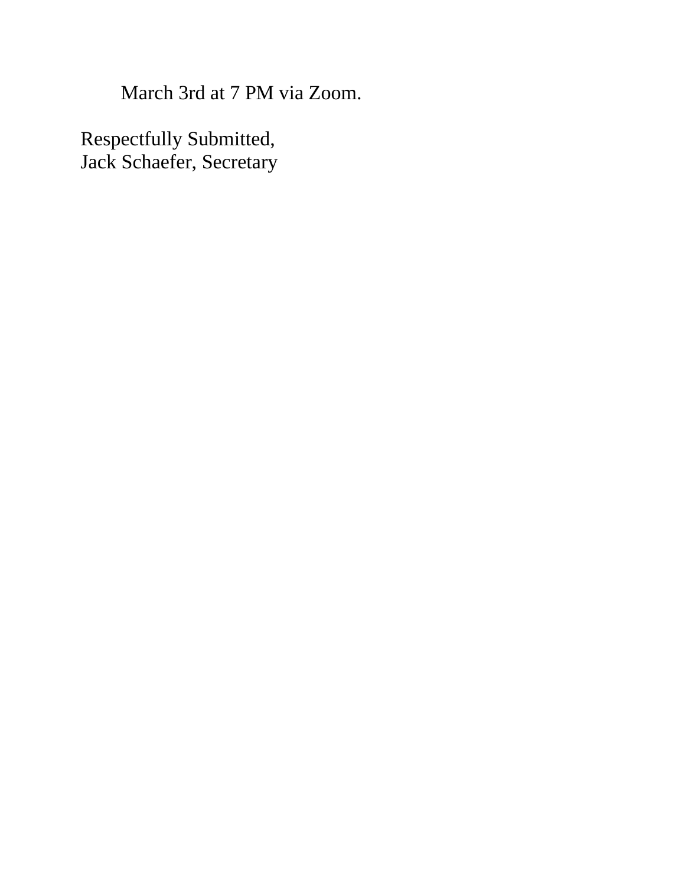March 3rd at 7 PM via Zoom.

Respectfully Submitted,
Jack Schaefer, Secretary